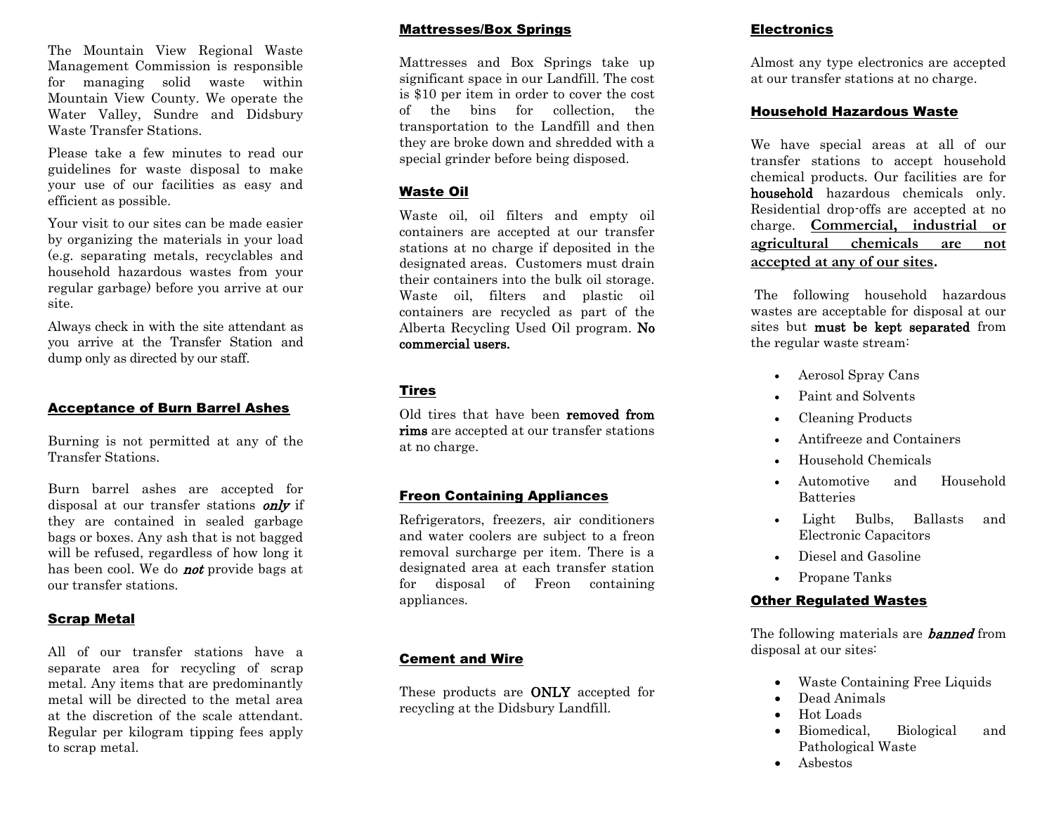The Mountain View Regional Waste Management Commission is responsible for managing solid waste within Mountain View County. We operate the Water Valley, Sundre and Didsbury Waste Transfer Stations.

Please take a few minutes to read our guidelines for waste disposal to make your use of our facilities as easy and efficient as possible.

Your visit to our sites can be made easier by organizing the materials in your load (e.g. separating metals, recyclables and household hazardous wastes from your regular garbage) before you arrive at our site.

Always check in with the site attendant as you arrive at the Transfer Station and dump only as directed by our staff.

## Acceptance of Burn Barrel Ashes

Burning is not permitted at any of the Transfer Stations.

Burn barrel ashes are accepted for disposal at our transfer stations ***only*** if they are contained in sealed garbage bags or boxes. Any ash that is not bagged will be refused, regardless of how long it has been cool. We do ***not*** provide bags at our transfer stations.

## Scrap Metal

All of our transfer stations have a separate area for recycling of scrap metal. Any items that are predominantly metal will be directed to the metal area at the discretion of the scale attendant. Regular per kilogram tipping fees apply to scrap metal.

## Mattresses/Box Springs

Mattresses and Box Springs take up significant space in our Landfill. The cost is $10 per item in order to cover the cost of the bins for collection, the transportation to the Landfill and then they are broke down and shredded with a special grinder before being disposed.

## Waste Oil

Waste oil, oil filters and empty oil containers are accepted at our transfer stations at no charge if deposited in the designated areas. Customers must drain their containers into the bulk oil storage. Waste oil, filters and plastic oil containers are recycled as part of the Alberta Recycling Used Oil program. **No commercial users.**

## Tires

Old tires that have been **removed from rims** are accepted at our transfer stations at no charge.

## Freon Containing Appliances

Refrigerators, freezers, air conditioners and water coolers are subject to a freon removal surcharge per item. There is a designated area at each transfer station for disposal of Freon containing appliances.

## Cement and Wire

These products are **ONLY** accepted for recycling at the Didsbury Landfill.

## Electronics

Almost any type electronics are accepted at our transfer stations at no charge.

## Household Hazardous Waste

We have special areas at all of our transfer stations to accept household chemical products. Our facilities are for **household** hazardous chemicals only. Residential drop-offs are accepted at no charge. **Commercial, industrial or agricultural chemicals are not accepted at any of our sites.**

The following household hazardous wastes are acceptable for disposal at our sites but **must be kept separated** from the regular waste stream:

- Aerosol Spray Cans
- Paint and Solvents
- Cleaning Products
- Antifreeze and Containers
- Household Chemicals
- Automotive and Household Batteries
- Light Bulbs, Ballasts and Electronic Capacitors
- Diesel and Gasoline
- Propane Tanks

## Other Regulated Wastes

The following materials are ***banned*** from disposal at our sites:

- Waste Containing Free Liquids
- Dead Animals
- Hot Loads
- Biomedical, Biological and Pathological Waste
- Asbestos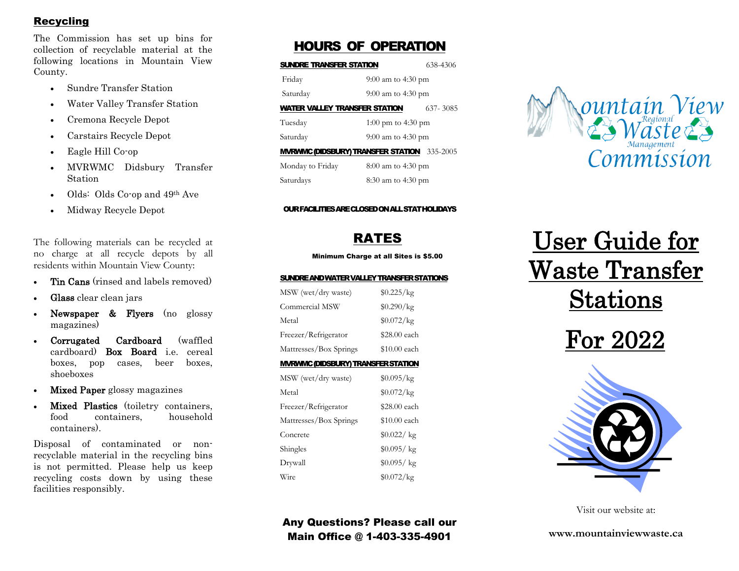## Recycling

The Commission has set up bins for collection of recyclable material at the following locations in Mountain View County.

- Sundre Transfer Station
- Water Valley Transfer Station
- Cremona Recycle Depot
- Carstairs Recycle Depot
- Eagle Hill Co-op
- MVRWMC Didsbury Transfer Station
- Olds: Olds Co-op and 49th Ave
- Midway Recycle Depot

The following materials can be recycled at no charge at all recycle depots by all residents within Mountain View County:

- **Tin Cans** (rinsed and labels removed)
- **Glass** clear clean jars
- **Newspaper & Flyers** (no glossy magazines)
- **Corrugated Cardboard** (waffled cardboard) **Box Board** i.e. cereal boxes, pop cases, beer boxes, shoeboxes
- **Mixed Paper** glossy magazines
- **Mixed Plastics** (toiletry containers, food containers, household containers).

Disposal of contaminated or non-recyclable material in the recycling bins is not permitted. Please help us keep recycling costs down by using these facilities responsibly.

## HOURS OF OPERATION

| | |
|---|---|
| **SUNDRE TRANSFER STATION** | 638-4306 |
| Friday | 9:00 am to 4:30 pm |
| Saturday | 9:00 am to 4:30 pm |
| **WATER VALLEY TRANSFER STATION** | 637- 3085 |
| Tuesday | 1:00 pm to 4:30 pm |
| Saturday | 9:00 am to 4:30 pm |
| **MVRWMC (DIDSBURY) TRANSFER STATION** | 335-2005 |
| Monday to Friday | 8:00 am to 4:30 pm |
| Saturdays | 8:30 am to 4:30 pm |

**OUR FACILITIES ARE CLOSED ON ALL STAT HOLIDAYS**

## RATES

**Minimum Charge at all Sites is $5.00**

| | |
|---|---|
| **SUNDRE AND WATER VALLEY TRANSFER STATIONS** | |
| MSW (wet/dry waste) | $0.225/kg |
| Commercial MSW | $0.290/kg |
| Metal | $0.072/kg |
| Freezer/Refrigerator | $28.00 each |
| Mattresses/Box Springs | $10.00 each |
| **MVRWMC (DIDSBURY) TRANSFER STATION** | |
| MSW (wet/dry waste) | $0.095/kg |
| Metal | $0.072/kg |
| Freezer/Refrigerator | $28.00 each |
| Mattresses/Box Springs | $10.00 each |
| Concrete | $0.022/ kg |
| Shingles | $0.095/ kg |
| Drywall | $0.095/ kg |
| Wire | $0.072/kg |

**Any Questions? Please call our Main Office @ 1-403-335-4901**

Mountain View Regional Waste Management Commission

# User Guide for Waste Transfer Stations

# For 2022

Visit our website at:

**www.mountainviewwaste.ca**